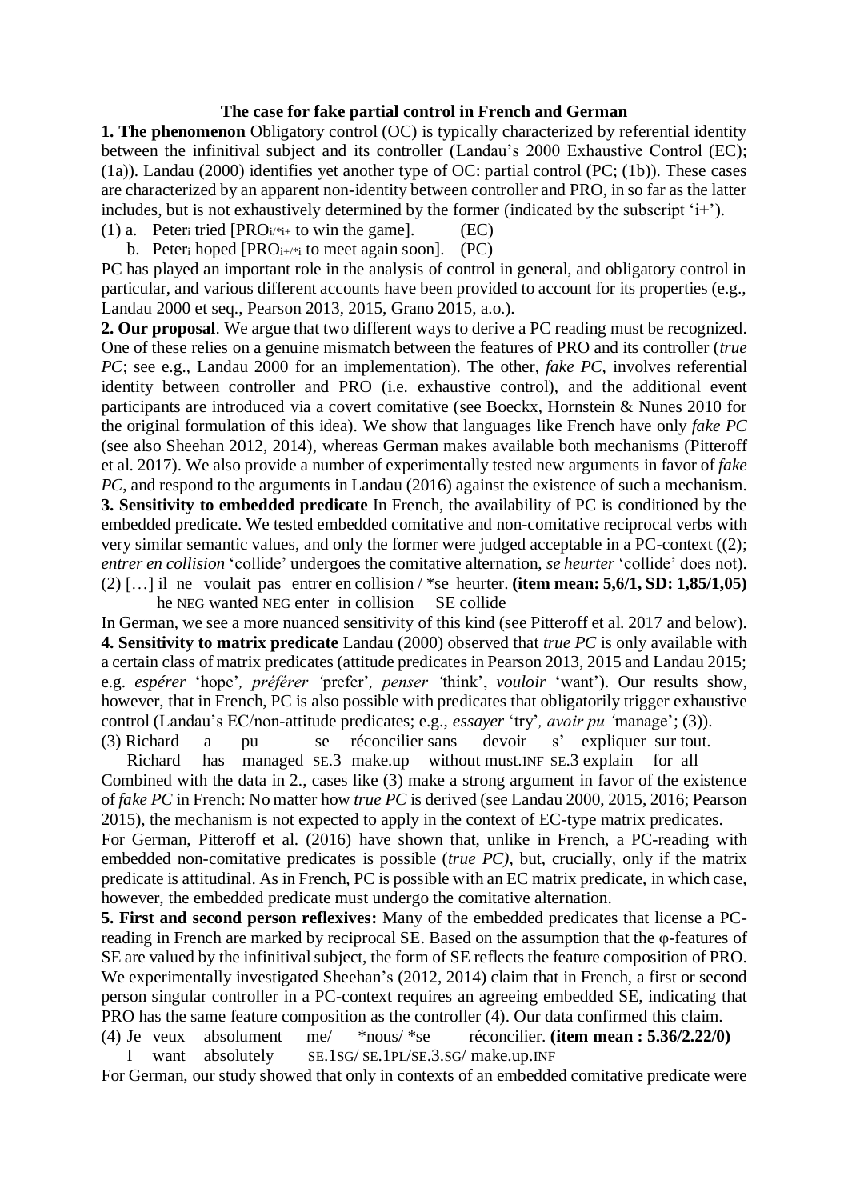**The case for fake partial control in French and German**

**1. The phenomenon** Obligatory control (OC) is typically characterized by referential identity between the infinitival subject and its controller (Landau's 2000 Exhaustive Control (EC); (1a)). Landau (2000) identifies yet another type of OC: partial control (PC; (1b)). These cases are characterized by an apparent non-identity between controller and PRO, in so far as the latter includes, but is not exhaustively determined by the former (indicated by the subscript 'i+').

(1) a. Peter$_i$ tried [PRO$_{i/*i+}$ to win the game]. (EC)

b. Peter$_i$ hoped [PRO$_{i+/*i}$ to meet again soon]. (PC)

PC has played an important role in the analysis of control in general, and obligatory control in particular, and various different accounts have been provided to account for its properties (e.g., Landau 2000 et seq., Pearson 2013, 2015, Grano 2015, a.o.).

**2. Our proposal**. We argue that two different ways to derive a PC reading must be recognized. One of these relies on a genuine mismatch between the features of PRO and its controller (*true PC*; see e.g., Landau 2000 for an implementation). The other, *fake PC*, involves referential identity between controller and PRO (i.e. exhaustive control), and the additional event participants are introduced via a covert comitative (see Boeckx, Hornstein & Nunes 2010 for the original formulation of this idea). We show that languages like French have only *fake PC* (see also Sheehan 2012, 2014), whereas German makes available both mechanisms (Pitteroff et al. 2017). We also provide a number of experimentally tested new arguments in favor of *fake PC*, and respond to the arguments in Landau (2016) against the existence of such a mechanism.

**3. Sensitivity to embedded predicate** In French, the availability of PC is conditioned by the embedded predicate. We tested embedded comitative and non-comitative reciprocal verbs with very similar semantic values, and only the former were judged acceptable in a PC-context ((2); *entrer en collision* 'collide' undergoes the comitative alternation, *se heurter* 'collide' does not).

(2) […] il ne voulait pas entrer en collision / *se heurter. **(item mean: 5,6/1, SD: 1,85/1,05)**
he NEG wanted NEG enter in collision SE collide

In German, we see a more nuanced sensitivity of this kind (see Pitteroff et al. 2017 and below).

**4. Sensitivity to matrix predicate** Landau (2000) observed that *true PC* is only available with a certain class of matrix predicates (attitude predicates in Pearson 2013, 2015 and Landau 2015; e.g. *espérer* 'hope', *préférer* 'prefer', *penser* 'think', *vouloir* 'want'). Our results show, however, that in French, PC is also possible with predicates that obligatorily trigger exhaustive control (Landau's EC/non-attitude predicates; e.g., *essayer* 'try', *avoir pu* 'manage'; (3)).

(3) Richard a pu se réconcilier sans devoir s' expliquer sur tout.
Richard has managed SE.3 make.up without must.INF SE.3 explain for all

Combined with the data in 2., cases like (3) make a strong argument in favor of the existence of *fake PC* in French: No matter how *true PC* is derived (see Landau 2000, 2015, 2016; Pearson 2015), the mechanism is not expected to apply in the context of EC-type matrix predicates.

For German, Pitteroff et al. (2016) have shown that, unlike in French, a PC-reading with embedded non-comitative predicates is possible (*true PC)*, but, crucially, only if the matrix predicate is attitudinal. As in French, PC is possible with an EC matrix predicate, in which case, however, the embedded predicate must undergo the comitative alternation.

**5. First and second person reflexives:** Many of the embedded predicates that license a PC-reading in French are marked by reciprocal SE. Based on the assumption that the φ-features of SE are valued by the infinitival subject, the form of SE reflects the feature composition of PRO. We experimentally investigated Sheehan's (2012, 2014) claim that in French, a first or second person singular controller in a PC-context requires an agreeing embedded SE, indicating that PRO has the same feature composition as the controller (4). Our data confirmed this claim.

(4) Je veux absolument me/ *nous/ *se réconcilier. **(item mean : 5.36/2.22/0)**
I want absolutely SE.1SG/ SE.1PL/SE.3.SG/ make.up.INF

For German, our study showed that only in contexts of an embedded comitative predicate were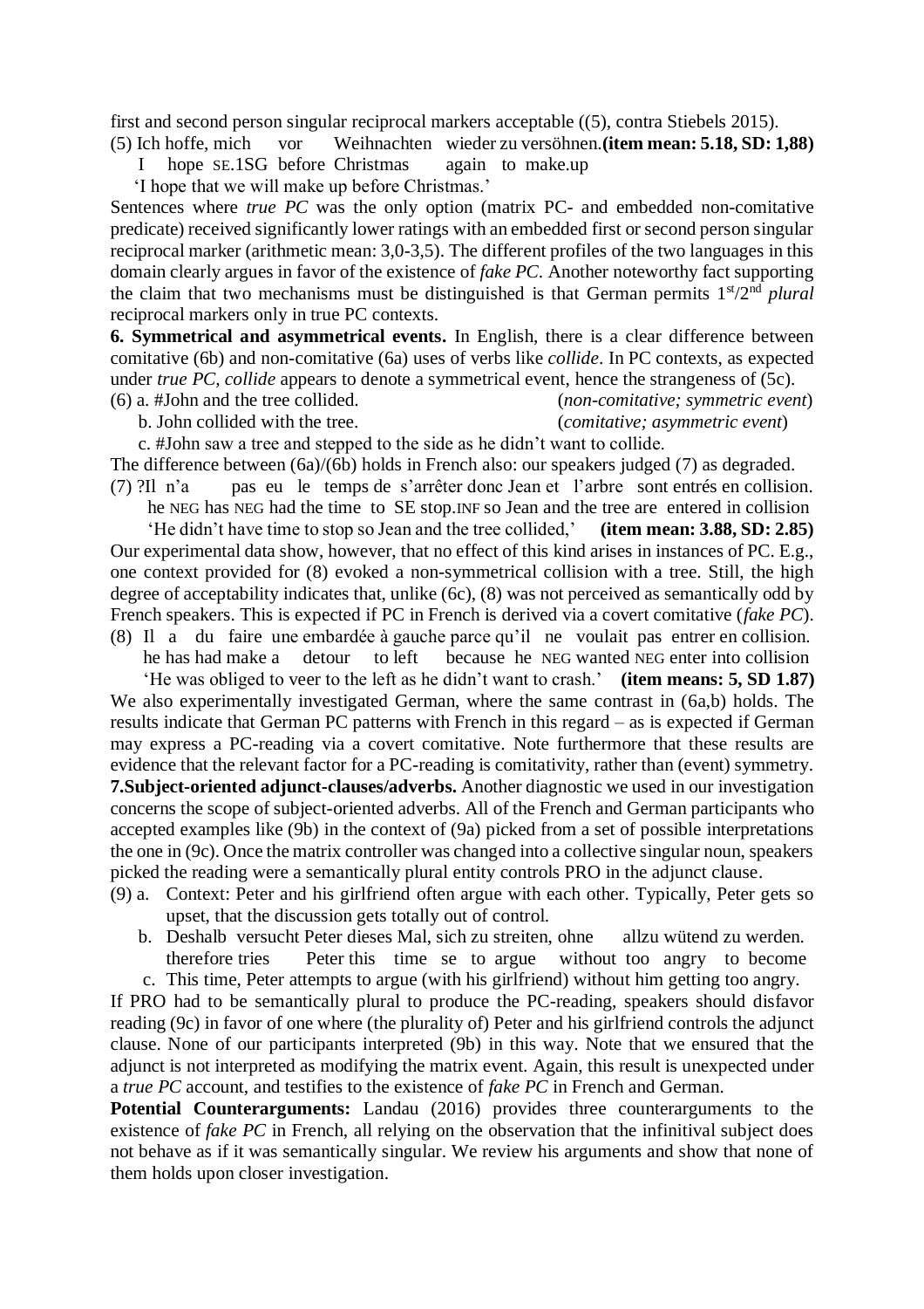first and second person singular reciprocal markers acceptable ((5), contra Stiebels 2015).

(5) Ich hoffe, mich vor Weihnachten wieder zu versöhnen. **(item mean: 5.18, SD: 1,88)**
I hope SE.1SG before Christmas again to make.up
'I hope that we will make up before Christmas.'

Sentences where *true PC* was the only option (matrix PC- and embedded non-comitative predicate) received significantly lower ratings with an embedded first or second person singular reciprocal marker (arithmetic mean: 3,0-3,5). The different profiles of the two languages in this domain clearly argues in favor of the existence of *fake PC*. Another noteworthy fact supporting the claim that two mechanisms must be distinguished is that German permits 1st/2nd *plural* reciprocal markers only in true PC contexts.

**6. Symmetrical and asymmetrical events.** In English, there is a clear difference between comitative (6b) and non-comitative (6a) uses of verbs like *collide*. In PC contexts, as expected under *true PC*, *collide* appears to denote a symmetrical event, hence the strangeness of (5c).

(6) a. #John and the tree collided. (*non-comitative; symmetric event*)
b. John collided with the tree. (*comitative; asymmetric event*)
c. #John saw a tree and stepped to the side as he didn't want to collide.

The difference between (6a)/(6b) holds in French also: our speakers judged (7) as degraded.

(7) ?Il n'a pas eu le temps de s'arrêter donc Jean et l'arbre sont entrés en collision.
he NEG has NEG had the time to SE stop.INF so Jean and the tree are entered in collision
'He didn't have time to stop so Jean and the tree collided,' **(item mean: 3.88, SD: 2.85)**

Our experimental data show, however, that no effect of this kind arises in instances of PC. E.g., one context provided for (8) evoked a non-symmetrical collision with a tree. Still, the high degree of acceptability indicates that, unlike (6c), (8) was not perceived as semantically odd by French speakers. This is expected if PC in French is derived via a covert comitative (*fake PC*).

(8) Il a du faire une embardée à gauche parce qu'il ne voulait pas entrer en collision.
he has had make a detour to left because he NEG wanted NEG enter into collision
'He was obliged to veer to the left as he didn't want to crash.' **(item means: 5, SD 1.87)**

We also experimentally investigated German, where the same contrast in (6a,b) holds. The results indicate that German PC patterns with French in this regard – as is expected if German may express a PC-reading via a covert comitative. Note furthermore that these results are evidence that the relevant factor for a PC-reading is comitativity, rather than (event) symmetry.

**7.Subject-oriented adjunct-clauses/adverbs.** Another diagnostic we used in our investigation concerns the scope of subject-oriented adverbs. All of the French and German participants who accepted examples like (9b) in the context of (9a) picked from a set of possible interpretations the one in (9c). Once the matrix controller was changed into a collective singular noun, speakers picked the reading were a semantically plural entity controls PRO in the adjunct clause.

(9) a. Context: Peter and his girlfriend often argue with each other. Typically, Peter gets so upset, that the discussion gets totally out of control.
b. Deshalb versucht Peter dieses Mal, sich zu streiten, ohne allzu wütend zu werden.
therefore tries Peter this time se to argue without too angry to become
c. This time, Peter attempts to argue (with his girlfriend) without him getting too angry.

If PRO had to be semantically plural to produce the PC-reading, speakers should disfavor reading (9c) in favor of one where (the plurality of) Peter and his girlfriend controls the adjunct clause. None of our participants interpreted (9b) in this way. Note that we ensured that the adjunct is not interpreted as modifying the matrix event. Again, this result is unexpected under a *true PC* account, and testifies to the existence of *fake PC* in French and German.

**Potential Counterarguments:** Landau (2016) provides three counterarguments to the existence of *fake PC* in French, all relying on the observation that the infinitival subject does not behave as if it was semantically singular. We review his arguments and show that none of them holds upon closer investigation.